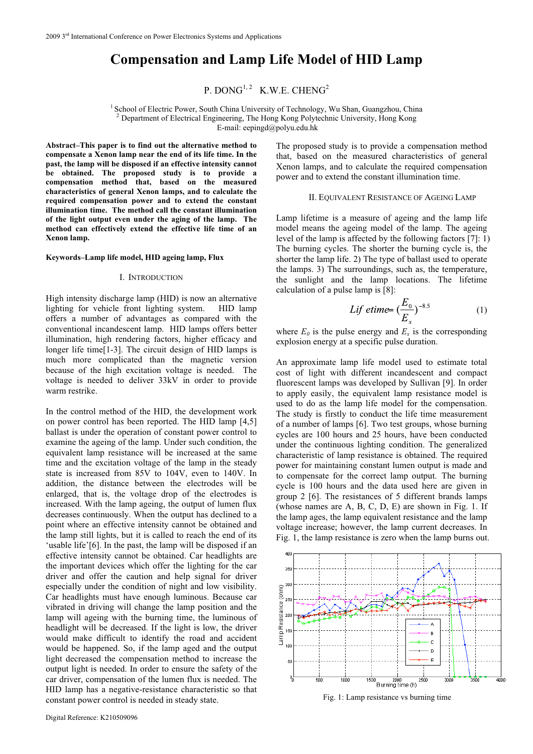# Compensation and Lamp Life Model of HID Lamp

P. DONG[1, 2] K.W.E. CHENG[2]

[1] School of Electric Power, South China University of Technology, Wu Shan, Guangzhou, China
[2] Department of Electrical Engineering, The Hong Kong Polytechnic University, Hong Kong
E-mail: eepingd@polyu.edu.hk

**Abstract–This paper is to find out the alternative method to compensate a Xenon lamp near the end of its life time. In the past, the lamp will be disposed if an effective intensity cannot be obtained. The proposed study is to provide a compensation method that, based on the measured characteristics of general Xenon lamps, and to calculate the required compensation power and to extend the constant illumination time. The method call the constant illumination of the light output even under the aging of the lamp. The method can effectively extend the effective life time of an Xenon lamp.**

**Keywords–Lamp life model, HID ageing lamp, Flux**

## I. INTRODUCTION

High intensity discharge lamp (HID) is now an alternative lighting for vehicle front lighting system. HID lamp offers a number of advantages as compared with the conventional incandescent lamp. HID lamps offers better illumination, high rendering factors, higher efficacy and longer life time[1-3]. The circuit design of HID lamps is much more complicated than the magnetic version because of the high excitation voltage is needed. The voltage is needed to deliver 33kV in order to provide warm restrike.

In the control method of the HID, the development work on power control has been reported. The HID lamp [4,5] ballast is under the operation of constant power control to examine the ageing of the lamp. Under such condition, the equivalent lamp resistance will be increased at the same time and the excitation voltage of the lamp in the steady state is increased from 85V to 104V, even to 140V. In addition, the distance between the electrodes will be enlarged, that is, the voltage drop of the electrodes is increased. With the lamp ageing, the output of lumen flux decreases continuously. When the output has declined to a point where an effective intensity cannot be obtained and the lamp still lights, but it is called to reach the end of its 'usable life'[6]. In the past, the lamp will be disposed if an effective intensity cannot be obtained. Car headlights are the important devices which offer the lighting for the car driver and offer the caution and help signal for driver especially under the condition of night and low visibility. Car headlights must have enough luminous. Because car vibrated in driving will change the lamp position and the lamp will ageing with the burning time, the luminous of headlight will be decreased. If the light is low, the driver would make difficult to identify the road and accident would be happened. So, if the lamp aged and the output light decreased the compensation method to increase the output light is needed. In order to ensure the safety of the car driver, compensation of the lumen flux is needed. The HID lamp has a negative-resistance characteristic so that constant power control is needed in steady state.

The proposed study is to provide a compensation method that, based on the measured characteristics of general Xenon lamps, and to calculate the required compensation power and to extend the constant illumination time.

## II. EQUIVALENT RESISTANCE OF AGEING LAMP

Lamp lifetime is a measure of ageing and the lamp life model means the ageing model of the lamp. The ageing level of the lamp is affected by the following factors [7]: 1) The burning cycles. The shorter the burning cycle is, the shorter the lamp life. 2) The type of ballast used to operate the lamps. 3) The surroundings, such as, the temperature, the sunlight and the lamp locations. The lifetime calculation of a pulse lamp is [8]:

$$Lifetime = \left(\frac{E_0}{E_x}\right)^{-8.5} \tag{1}$$

where $E_0$ is the pulse energy and $E_x$ is the corresponding explosion energy at a specific pulse duration.

An approximate lamp life model used to estimate total cost of light with different incandescent and compact fluorescent lamps was developed by Sullivan [9]. In order to apply easily, the equivalent lamp resistance model is used to do as the lamp life model for the compensation. The study is firstly to conduct the life time measurement of a number of lamps [6]. Two test groups, whose burning cycles are 100 hours and 25 hours, have been conducted under the continuous lighting condition. The generalized characteristic of lamp resistance is obtained. The required power for maintaining constant lumen output is made and to compensate for the correct lamp output. The burning cycle is 100 hours and the data used here are given in group 2 [6]. The resistances of 5 different brands lamps (whose names are A, B, C, D, E) are shown in Fig. 1. If the lamp ages, the lamp equivalent resistance and the lamp voltage increase; however, the lamp current decreases. In Fig. 1, the lamp resistance is zero when the lamp burns out.

Fig. 1: Lamp resistance vs burning time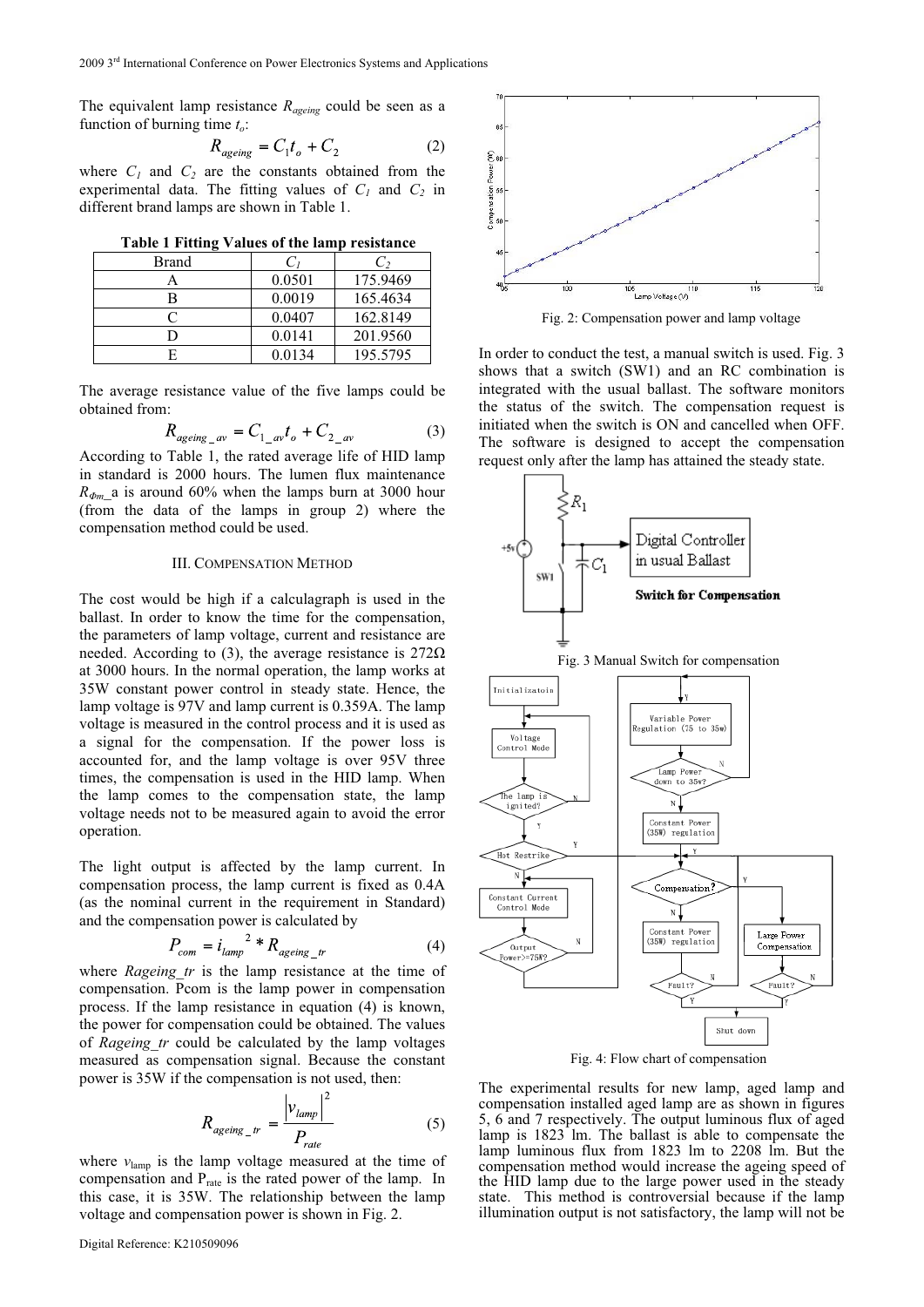The equivalent lamp resistance $R_{ageing}$ could be seen as a function of burning time $t_o$:

$$R_{ageing} = C_1 t_o + C_2 \quad (2)$$

where $C_1$ and $C_2$ are the constants obtained from the experimental data. The fitting values of $C_1$ and $C_2$ in different brand lamps are shown in Table 1.

**Table 1 Fitting Values of the lamp resistance**

| Brand | $C_1$ | $C_2$ |
|---|---|---|
| A | 0.0501 | 175.9469 |
| B | 0.0019 | 165.4634 |
| C | 0.0407 | 162.8149 |
| D | 0.0141 | 201.9560 |
| E | 0.0134 | 195.5795 |

The average resistance value of the five lamps could be obtained from:

$$R_{ageing\_av} = C_{1\_av} t_o + C_{2\_av} \quad (3)$$

According to Table 1, the rated average life of HID lamp in standard is 2000 hours. The lumen flux maintenance $R_{\Phi m}$_a is around 60% when the lamps burn at 3000 hour (from the data of the lamps in group 2) where the compensation method could be used.

## III. Compensation Method

The cost would be high if a calculagraph is used in the ballast. In order to know the time for the compensation, the parameters of lamp voltage, current and resistance are needed. According to (3), the average resistance is 272Ω at 3000 hours. In the normal operation, the lamp works at 35W constant power control in steady state. Hence, the lamp voltage is 97V and lamp current is 0.359A. The lamp voltage is measured in the control process and it is used as a signal for the compensation. If the power loss is accounted for, and the lamp voltage is over 95V three times, the compensation is used in the HID lamp. When the lamp comes to the compensation state, the lamp voltage needs not to be measured again to avoid the error operation.

The light output is affected by the lamp current. In compensation process, the lamp current is fixed as 0.4A (as the nominal current in the requirement in Standard) and the compensation power is calculated by

$$P_{com} = i_{lamp}^{\ 2} * R_{ageing\_tr} \quad (4)$$

where $R_{ageing\_tr}$ is the lamp resistance at the time of compensation. $P_{com}$ is the lamp power in compensation process. If the lamp resistance in equation (4) is known, the power for compensation could be obtained. The values of $R_{ageing\_tr}$ could be calculated by the lamp voltages measured as compensation signal. Because the constant power is 35W if the compensation is not used, then:

$$R_{ageing\_tr} = \frac{|v_{lamp}|^2}{P_{rate}} \quad (5)$$

where $v_{lamp}$ is the lamp voltage measured at the time of compensation and $P_{rate}$ is the rated power of the lamp. In this case, it is 35W. The relationship between the lamp voltage and compensation power is shown in Fig. 2.

Fig. 2: Compensation power and lamp voltage

In order to conduct the test, a manual switch is used. Fig. 3 shows that a switch (SW1) and an RC combination is integrated with the usual ballast. The software monitors the status of the switch. The compensation request is initiated when the switch is ON and cancelled when OFF. The software is designed to accept the compensation request only after the lamp has attained the steady state.

Fig. 3 Manual Switch for compensation

Fig. 4: Flow chart of compensation

The experimental results for new lamp, aged lamp and compensation installed aged lamp are as shown in figures 5, 6 and 7 respectively. The output luminous flux of aged lamp is 1823 lm. The ballast is able to compensate the lamp luminous flux from 1823 lm to 2208 lm. But the compensation method would increase the ageing speed of the HID lamp due to the large power used in the steady state. This method is controversial because if the lamp illumination output is not satisfactory, the lamp will not be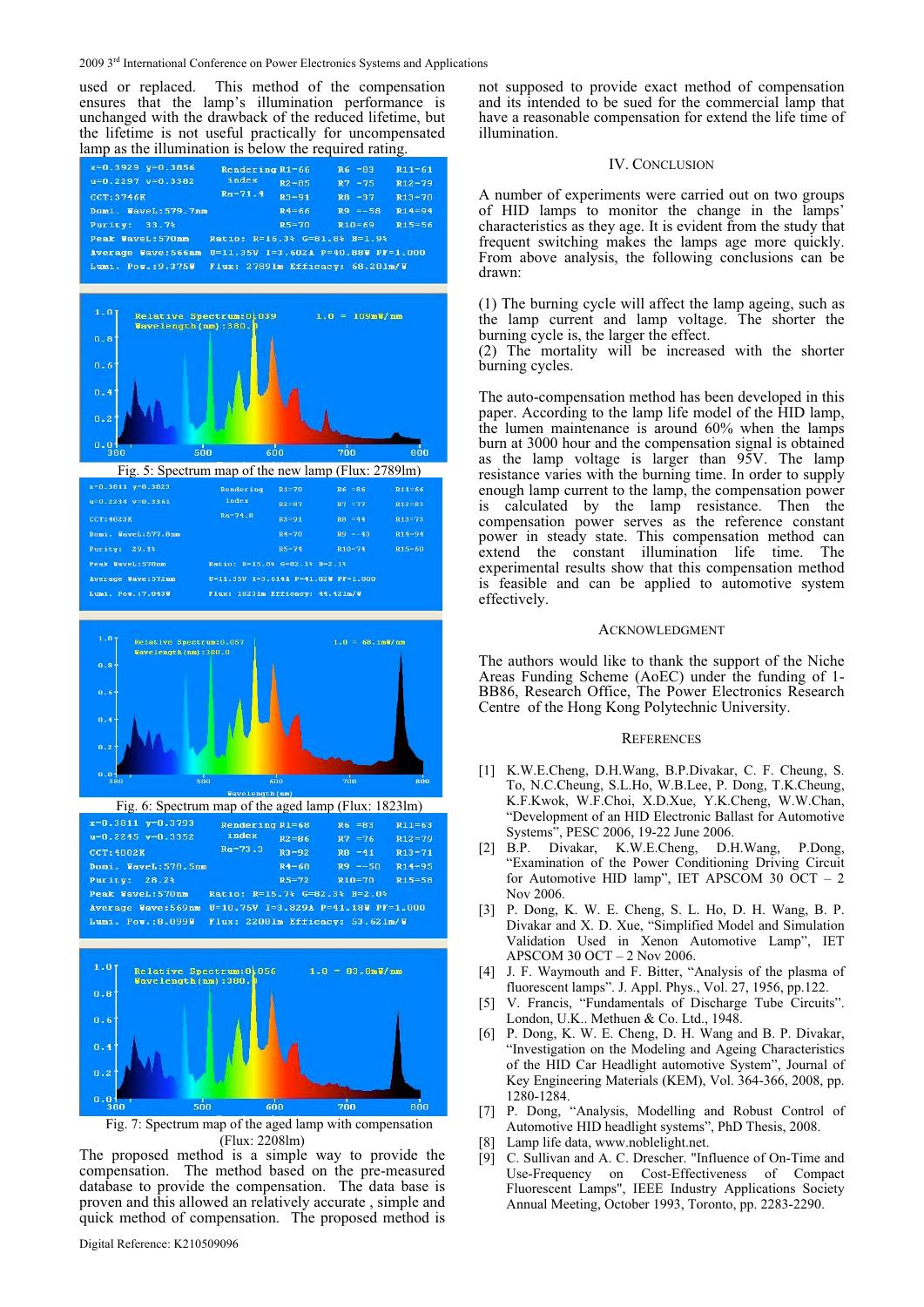used or replaced. This method of the compensation ensures that the lamp's illumination performance is unchanged with the drawback of the reduced lifetime, but the lifetime is not useful practically for uncompensated lamp as the illumination is below the required rating.

x=0.3929 y=0.3856
u=0.2297 v=0.3382
CCT:3746K
Domi. WaveL:579.7nm
Purity: 33.7%
Peak WaveL:570nm
Average Wave:566nm
Lumi. Pow.:9.375W
Rendering index Ra=71.4
R1=66 R2=85 R3=91 R4=66 R5=70
R6=83 R7=75 R8=37 R9=-58 R10=69
R11=61 R12=79 R13=70 R14=94 R15=56
Ratio: R=16.3% G=81.8% B=1.9%
U=11.35V I=3.602A P=40.88W PF=1.000
Flux: 2789lm Efficacy: 68.20lm/W

Relative Spectrum:0.039
Wavelength(nm):380.0
1.0 = 109mW/nm
1.0, 0.8, 0.6, 0.4, 0.2, 0.0
380, 500, 600, 700, 800

Fig. 5: Spectrum map of the new lamp (Flux: 2789lm)

x=0.3811 y=0.3823
u=0.2234 v=0.3361
CCT:4023K
Domi. WaveL:577.8nm
Purity: 29.1%
Peak WaveL:570nm
Average Wave:572nm
Lumi. Pow.:7.043W
Rendering index Ra=74.8
R1=70 R2=87 R3=91 R4=70 R5=74
R6=86 R7=77 R8=44 R9=-43 R10=74
R11=66 R12=83 R13=73 R14=94 R15=60
Ratio: R=15.0% G=82.1% B=2.1%
U=11.35V I=3.614A P=41.02W PF=1.000
Flux: 1823lm Efficacy: 44.42lm/W

Relative Spectrum:0.057
Wavelength(nm):380.0
1.0 = 68.1mW/nm
1.0, 0.8, 0.6, 0.4, 0.2, 0.0
380, 500, 600, 700, 800
Wavelength(nm)

Fig. 6: Spectrum map of the aged lamp (Flux: 1823lm)

x=0.3811 y=0.3793
u=0.2245 v=0.3352
CCT:4002K
Domi. WaveL:578.5nm
Purity: 28.2%
Peak WaveL:570nm
Average Wave:569nm
Lumi. Pow.:8.099W
Rendering index Ra=73.3
R1=68 R2=86 R3=92 R4=68 R5=72
R6=83 R7=76 R8=41 R9=-50 R10=70
R11=63 R12=79 R13=71 R14=95 R15=58
Ratio: R=15.7% G=82.3% B=2.0%
U=10.75V I=3.829A P=41.18W PF=1.000
Flux: 2208lm Efficacy: 53.62lm/W

Relative Spectrum:0.056
Wavelength(nm):380.0
1.0 = 83.8mW/nm
1.0, 0.8, 0.6, 0.4, 0.2, 0.0
380, 500, 600, 700, 800

Fig. 7: Spectrum map of the aged lamp with compensation (Flux: 2208lm)

The proposed method is a simple way to provide the compensation. The method based on the pre-measured database to provide the compensation. The data base is proven and this allowed an relatively accurate , simple and quick method of compensation. The proposed method is not supposed to provide exact method of compensation and its intended to be sued for the commercial lamp that have a reasonable compensation for extend the life time of illumination.

## IV. Conclusion

A number of experiments were carried out on two groups of HID lamps to monitor the change in the lamps' characteristics as they age. It is evident from the study that frequent switching makes the lamps age more quickly. From above analysis, the following conclusions can be drawn:

(1) The burning cycle will affect the lamp ageing, such as the lamp current and lamp voltage. The shorter the burning cycle is, the larger the effect.
(2) The mortality will be increased with the shorter burning cycles.

The auto-compensation method has been developed in this paper. According to the lamp life model of the HID lamp, the lumen maintenance is around 60% when the lamps burn at 3000 hour and the compensation signal is obtained as the lamp voltage is larger than 95V. The lamp resistance varies with the burning time. In order to supply enough lamp current to the lamp, the compensation power is calculated by the lamp resistance. Then the compensation power serves as the reference constant power in steady state. This compensation method can extend the constant illumination life time. The experimental results show that this compensation method is feasible and can be applied to automotive system effectively.

## Acknowledgment

The authors would like to thank the support of the Niche Areas Funding Scheme (AoEC) under the funding of 1-BB86, Research Office, The Power Electronics Research Centre of the Hong Kong Polytechnic University.

## References

[1] K.W.E.Cheng, D.H.Wang, B.P.Divakar, C. F. Cheung, S. To, N.C.Cheung, S.L.Ho, W.B.Lee, P. Dong, T.K.Cheung, K.F.Kwok, W.F.Choi, X.D.Xue, Y.K.Cheng, W.W.Chan, "Development of an HID Electronic Ballast for Automotive Systems", PESC 2006, 19-22 June 2006.

[2] B.P. Divakar, K.W.E.Cheng, D.H.Wang, P.Dong, "Examination of the Power Conditioning Driving Circuit for Automotive HID lamp", IET APSCOM 30 OCT – 2 Nov 2006.

[3] P. Dong, K. W. E. Cheng, S. L. Ho, D. H. Wang, B. P. Divakar and X. D. Xue, "Simplified Model and Simulation Validation Used in Xenon Automotive Lamp", IET APSCOM 30 OCT – 2 Nov 2006.

[4] J. F. Waymouth and F. Bitter, "Analysis of the plasma of fluorescent lamps". J. Appl. Phys., Vol. 27, 1956, pp.122.

[5] V. Francis, "Fundamentals of Discharge Tube Circuits". London, U.K.. Methuen & Co. Ltd., 1948.

[6] P. Dong, K. W. E. Cheng, D. H. Wang and B. P. Divakar, "Investigation on the Modeling and Ageing Characteristics of the HID Car Headlight automotive System", Journal of Key Engineering Materials (KEM), Vol. 364-366, 2008, pp. 1280-1284.

[7] P. Dong, "Analysis, Modelling and Robust Control of Automotive HID headlight systems", PhD Thesis, 2008.

[8] Lamp life data, www.noblelight.net.

[9] C. Sullivan and A. C. Drescher. "Influence of On-Time and Use-Frequency on Cost-Effectiveness of Compact Fluorescent Lamps", IEEE Industry Applications Society Annual Meeting, October 1993, Toronto, pp. 2283-2290.